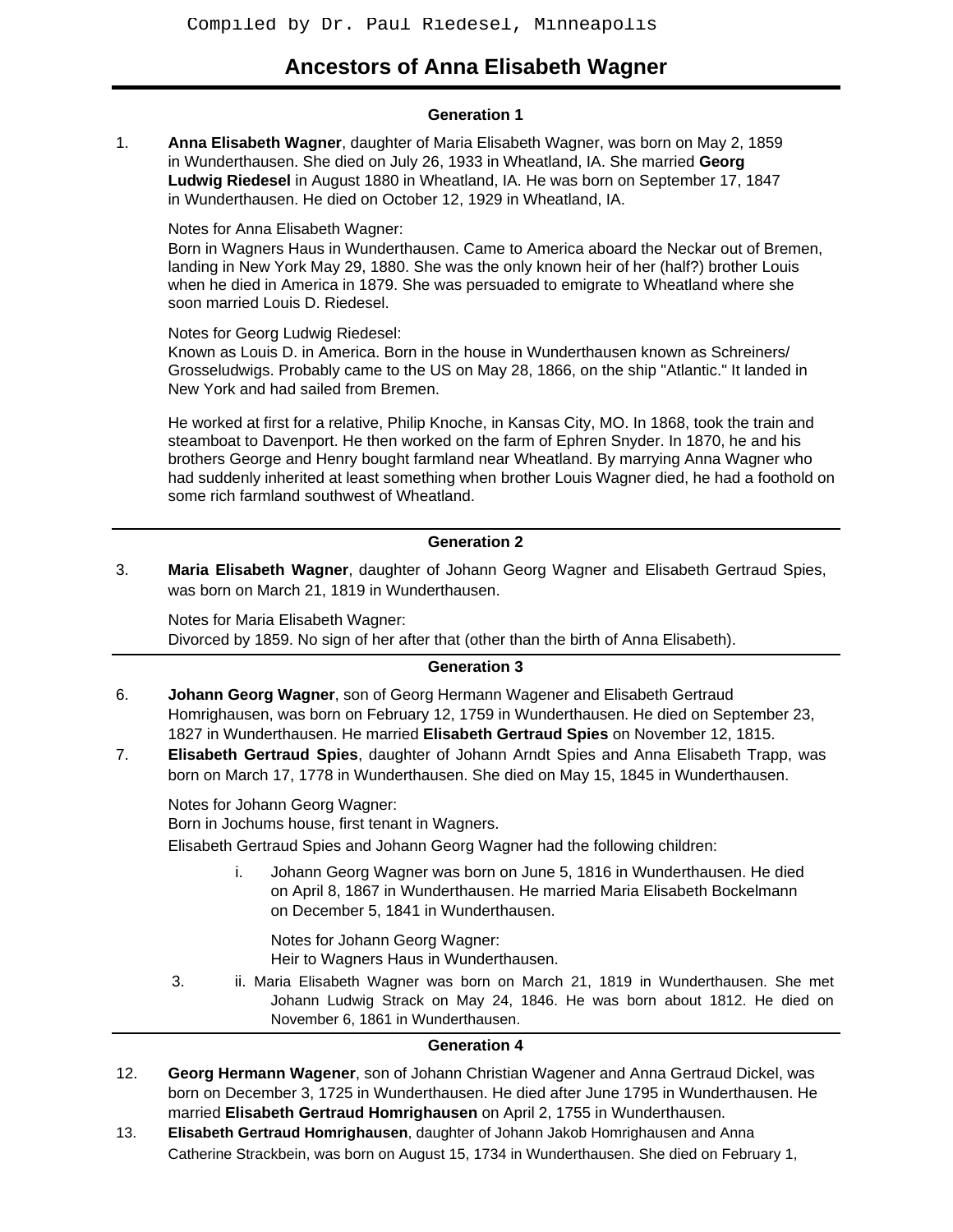Compiled by Dr. Paul Riedesel, Minneapolis

# Ancestors of Anna Elisabeth Wagner

## Generation 1

1. **Anna Elisabeth Wagner**, daughter of Maria Elisabeth Wagner, was born on May 2, 1859 in Wunderthausen. She died on July 26, 1933 in Wheatland, IA. She married **Georg Ludwig Riedesel** in August 1880 in Wheatland, IA. He was born on September 17, 1847 in Wunderthausen. He died on October 12, 1929 in Wheatland, IA.

Notes for Anna Elisabeth Wagner:
Born in Wagners Haus in Wunderthausen. Came to America aboard the Neckar out of Bremen, landing in New York May 29, 1880. She was the only known heir of her (half?) brother Louis when he died in America in 1879. She was persuaded to emigrate to Wheatland where she soon married Louis D. Riedesel.

Notes for Georg Ludwig Riedesel:
Known as Louis D. in America. Born in the house in Wunderthausen known as Schreiners/ Grosseludwigs. Probably came to the US on May 28, 1866, on the ship "Atlantic." It landed in New York and had sailed from Bremen.

He worked at first for a relative, Philip Knoche, in Kansas City, MO. In 1868, took the train and steamboat to Davenport. He then worked on the farm of Ephren Snyder. In 1870, he and his brothers George and Henry bought farmland near Wheatland. By marrying Anna Wagner who had suddenly inherited at least something when brother Louis Wagner died, he had a foothold on some rich farmland southwest of Wheatland.

## Generation 2

3. **Maria Elisabeth Wagner**, daughter of Johann Georg Wagner and Elisabeth Gertraud Spies, was born on March 21, 1819 in Wunderthausen.

Notes for Maria Elisabeth Wagner:
Divorced by 1859. No sign of her after that (other than the birth of Anna Elisabeth).

## Generation 3

6. **Johann Georg Wagner**, son of Georg Hermann Wagener and Elisabeth Gertraud Homrighausen, was born on February 12, 1759 in Wunderthausen. He died on September 23, 1827 in Wunderthausen. He married **Elisabeth Gertraud Spies** on November 12, 1815.

7. **Elisabeth Gertraud Spies**, daughter of Johann Arndt Spies and Anna Elisabeth Trapp, was born on March 17, 1778 in Wunderthausen. She died on May 15, 1845 in Wunderthausen.

Notes for Johann Georg Wagner:
Born in Jochums house, first tenant in Wagners.

Elisabeth Gertraud Spies and Johann Georg Wagner had the following children:

- i. Johann Georg Wagner was born on June 5, 1816 in Wunderthausen. He died on April 8, 1867 in Wunderthausen. He married Maria Elisabeth Bockelmann on December 5, 1841 in Wunderthausen.

  Notes for Johann Georg Wagner:
  Heir to Wagners Haus in Wunderthausen.

- 3. ii. Maria Elisabeth Wagner was born on March 21, 1819 in Wunderthausen. She met Johann Ludwig Strack on May 24, 1846. He was born about 1812. He died on November 6, 1861 in Wunderthausen.

## Generation 4

12. **Georg Hermann Wagener**, son of Johann Christian Wagener and Anna Gertraud Dickel, was born on December 3, 1725 in Wunderthausen. He died after June 1795 in Wunderthausen. He married **Elisabeth Gertraud Homrighausen** on April 2, 1755 in Wunderthausen.

13. **Elisabeth Gertraud Homrighausen**, daughter of Johann Jakob Homrighausen and Anna Catherine Strackbein, was born on August 15, 1734 in Wunderthausen. She died on February 1,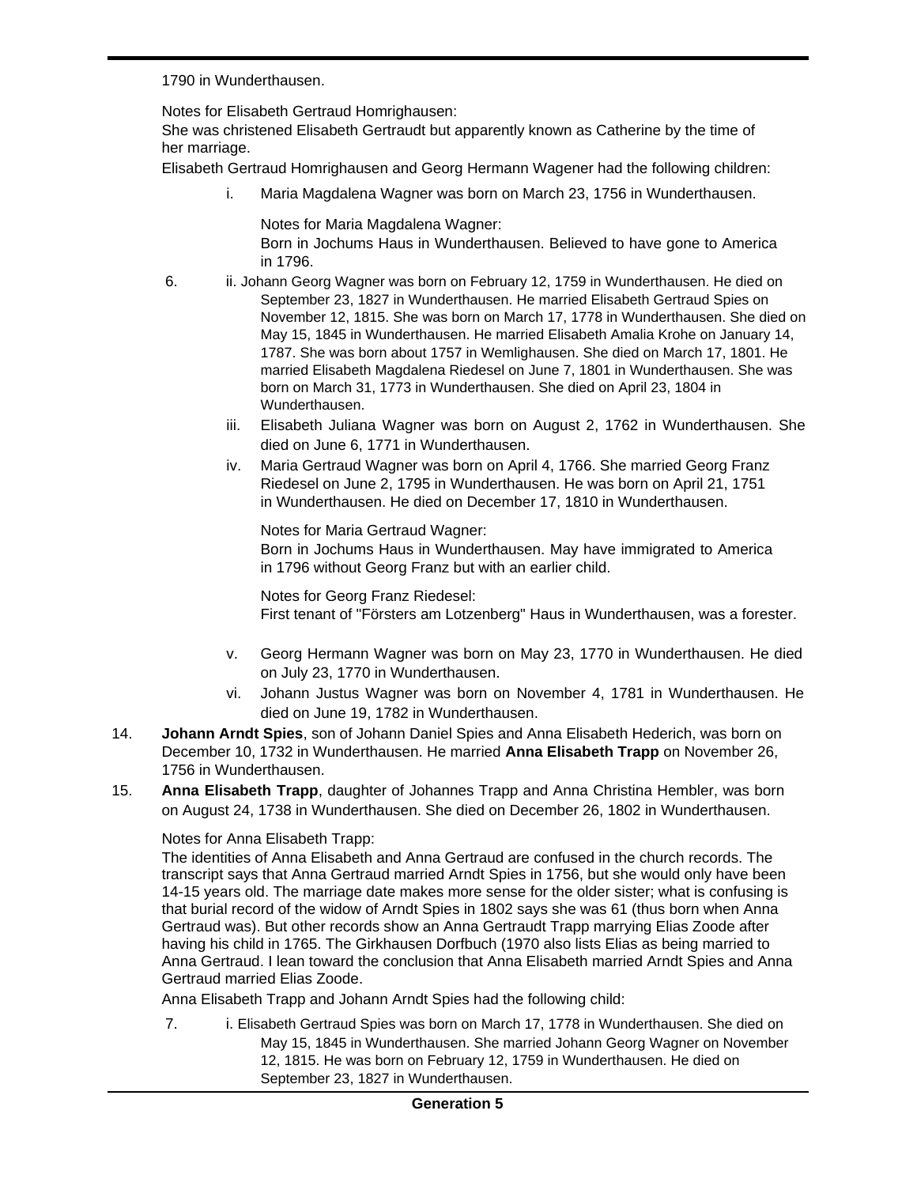1790 in Wunderthausen.

Notes for Elisabeth Gertraud Homrighausen:
She was christened Elisabeth Gertraudt but apparently known as Catherine by the time of her marriage.

Elisabeth Gertraud Homrighausen and Georg Hermann Wagener had the following children:

i. Maria Magdalena Wagner was born on March 23, 1756 in Wunderthausen.

   Notes for Maria Magdalena Wagner:
   Born in Jochums Haus in Wunderthausen. Believed to have gone to America in 1796.

6. ii. Johann Georg Wagner was born on February 12, 1759 in Wunderthausen. He died on September 23, 1827 in Wunderthausen. He married Elisabeth Gertraud Spies on November 12, 1815. She was born on March 17, 1778 in Wunderthausen. She died on May 15, 1845 in Wunderthausen. He married Elisabeth Amalia Krohe on January 14, 1787. She was born about 1757 in Wemlighausen. She died on March 17, 1801. He married Elisabeth Magdalena Riedesel on June 7, 1801 in Wunderthausen. She was born on March 31, 1773 in Wunderthausen. She died on April 23, 1804 in Wunderthausen.

iii. Elisabeth Juliana Wagner was born on August 2, 1762 in Wunderthausen. She died on June 6, 1771 in Wunderthausen.

iv. Maria Gertraud Wagner was born on April 4, 1766. She married Georg Franz Riedesel on June 2, 1795 in Wunderthausen. He was born on April 21, 1751 in Wunderthausen. He died on December 17, 1810 in Wunderthausen.

   Notes for Maria Gertraud Wagner:
   Born in Jochums Haus in Wunderthausen. May have immigrated to America in 1796 without Georg Franz but with an earlier child.

   Notes for Georg Franz Riedesel:
   First tenant of "Försters am Lotzenberg" Haus in Wunderthausen, was a forester.

v. Georg Hermann Wagner was born on May 23, 1770 in Wunderthausen. He died on July 23, 1770 in Wunderthausen.

vi. Johann Justus Wagner was born on November 4, 1781 in Wunderthausen. He died on June 19, 1782 in Wunderthausen.

14. **Johann Arndt Spies**, son of Johann Daniel Spies and Anna Elisabeth Hederich, was born on December 10, 1732 in Wunderthausen. He married **Anna Elisabeth Trapp** on November 26, 1756 in Wunderthausen.

15. **Anna Elisabeth Trapp**, daughter of Johannes Trapp and Anna Christina Hembler, was born on August 24, 1738 in Wunderthausen. She died on December 26, 1802 in Wunderthausen.

Notes for Anna Elisabeth Trapp:
The identities of Anna Elisabeth and Anna Gertraud are confused in the church records. The transcript says that Anna Gertraud married Arndt Spies in 1756, but she would only have been 14-15 years old. The marriage date makes more sense for the older sister; what is confusing is that burial record of the widow of Arndt Spies in 1802 says she was 61 (thus born when Anna Gertraud was). But other records show an Anna Gertraudt Trapp marrying Elias Zoode after having his child in 1765. The Girkhausen Dorfbuch (1970 also lists Elias as being married to Anna Gertraud. I lean toward the conclusion that Anna Elisabeth married Arndt Spies and Anna Gertraud married Elias Zoode.

Anna Elisabeth Trapp and Johann Arndt Spies had the following child:

7. i. Elisabeth Gertraud Spies was born on March 17, 1778 in Wunderthausen. She died on May 15, 1845 in Wunderthausen. She married Johann Georg Wagner on November 12, 1815. He was born on February 12, 1759 in Wunderthausen. He died on September 23, 1827 in Wunderthausen.

## Generation 5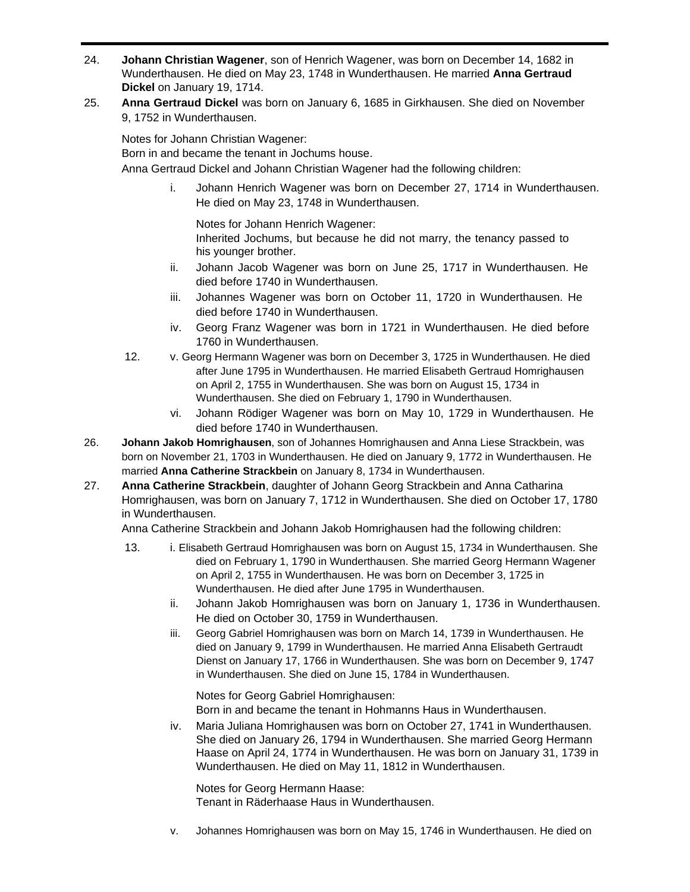24. **Johann Christian Wagener**, son of Henrich Wagener, was born on December 14, 1682 in Wunderthausen. He died on May 23, 1748 in Wunderthausen. He married **Anna Gertraud Dickel** on January 19, 1714.

25. **Anna Gertraud Dickel** was born on January 6, 1685 in Girkhausen. She died on November 9, 1752 in Wunderthausen.

    Notes for Johann Christian Wagener:
    Born in and became the tenant in Jochums house.
    Anna Gertraud Dickel and Johann Christian Wagener had the following children:

    i. Johann Henrich Wagener was born on December 27, 1714 in Wunderthausen. He died on May 23, 1748 in Wunderthausen.

       Notes for Johann Henrich Wagener:
       Inherited Jochums, but because he did not marry, the tenancy passed to his younger brother.

    ii. Johann Jacob Wagener was born on June 25, 1717 in Wunderthausen. He died before 1740 in Wunderthausen.

    iii. Johannes Wagener was born on October 11, 1720 in Wunderthausen. He died before 1740 in Wunderthausen.

    iv. Georg Franz Wagener was born in 1721 in Wunderthausen. He died before 1760 in Wunderthausen.

    12. v. Georg Hermann Wagener was born on December 3, 1725 in Wunderthausen. He died after June 1795 in Wunderthausen. He married Elisabeth Gertraud Homrighausen on April 2, 1755 in Wunderthausen. She was born on August 15, 1734 in Wunderthausen. She died on February 1, 1790 in Wunderthausen.

    vi. Johann Rödiger Wagener was born on May 10, 1729 in Wunderthausen. He died before 1740 in Wunderthausen.

26. **Johann Jakob Homrighausen**, son of Johannes Homrighausen and Anna Liese Strackbein, was born on November 21, 1703 in Wunderthausen. He died on January 9, 1772 in Wunderthausen. He married **Anna Catherine Strackbein** on January 8, 1734 in Wunderthausen.

27. **Anna Catherine Strackbein**, daughter of Johann Georg Strackbein and Anna Catharina Homrighausen, was born on January 7, 1712 in Wunderthausen. She died on October 17, 1780 in Wunderthausen.

    Anna Catherine Strackbein and Johann Jakob Homrighausen had the following children:

    13. i. Elisabeth Gertraud Homrighausen was born on August 15, 1734 in Wunderthausen. She died on February 1, 1790 in Wunderthausen. She married Georg Hermann Wagener on April 2, 1755 in Wunderthausen. He was born on December 3, 1725 in Wunderthausen. He died after June 1795 in Wunderthausen.

    ii. Johann Jakob Homrighausen was born on January 1, 1736 in Wunderthausen. He died on October 30, 1759 in Wunderthausen.

    iii. Georg Gabriel Homrighausen was born on March 14, 1739 in Wunderthausen. He died on January 9, 1799 in Wunderthausen. He married Anna Elisabeth Gertraudt Dienst on January 17, 1766 in Wunderthausen. She was born on December 9, 1747 in Wunderthausen. She died on June 15, 1784 in Wunderthausen.

       Notes for Georg Gabriel Homrighausen:
       Born in and became the tenant in Hohmanns Haus in Wunderthausen.

    iv. Maria Juliana Homrighausen was born on October 27, 1741 in Wunderthausen. She died on January 26, 1794 in Wunderthausen. She married Georg Hermann Haase on April 24, 1774 in Wunderthausen. He was born on January 31, 1739 in Wunderthausen. He died on May 11, 1812 in Wunderthausen.

       Notes for Georg Hermann Haase:
       Tenant in Räderhaase Haus in Wunderthausen.

    v. Johannes Homrighausen was born on May 15, 1746 in Wunderthausen. He died on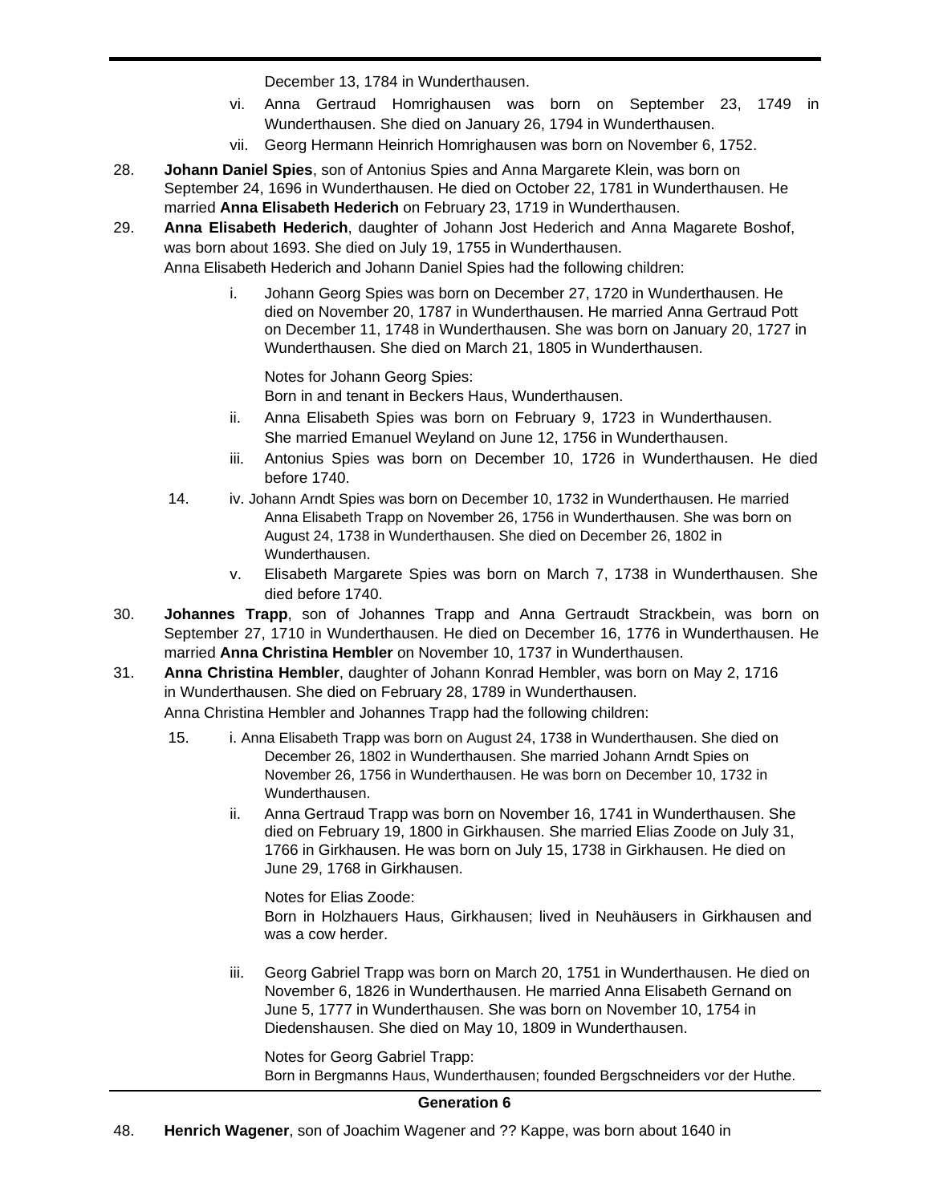December 13, 1784 in Wunderthausen.

vi. Anna Gertraud Homrighausen was born on September 23, 1749 in Wunderthausen. She died on January 26, 1794 in Wunderthausen.

vii. Georg Hermann Heinrich Homrighausen was born on November 6, 1752.

28. **Johann Daniel Spies**, son of Antonius Spies and Anna Margarete Klein, was born on September 24, 1696 in Wunderthausen. He died on October 22, 1781 in Wunderthausen. He married **Anna Elisabeth Hederich** on February 23, 1719 in Wunderthausen.

29. **Anna Elisabeth Hederich**, daughter of Johann Jost Hederich and Anna Magarete Boshof, was born about 1693. She died on July 19, 1755 in Wunderthausen.

Anna Elisabeth Hederich and Johann Daniel Spies had the following children:

i. Johann Georg Spies was born on December 27, 1720 in Wunderthausen. He died on November 20, 1787 in Wunderthausen. He married Anna Gertraud Pott on December 11, 1748 in Wunderthausen. She was born on January 20, 1727 in Wunderthausen. She died on March 21, 1805 in Wunderthausen.

Notes for Johann Georg Spies:
Born in and tenant in Beckers Haus, Wunderthausen.

ii. Anna Elisabeth Spies was born on February 9, 1723 in Wunderthausen. She married Emanuel Weyland on June 12, 1756 in Wunderthausen.

iii. Antonius Spies was born on December 10, 1726 in Wunderthausen. He died before 1740.

14. iv. Johann Arndt Spies was born on December 10, 1732 in Wunderthausen. He married Anna Elisabeth Trapp on November 26, 1756 in Wunderthausen. She was born on August 24, 1738 in Wunderthausen. She died on December 26, 1802 in Wunderthausen.

v. Elisabeth Margarete Spies was born on March 7, 1738 in Wunderthausen. She died before 1740.

30. **Johannes Trapp**, son of Johannes Trapp and Anna Gertraudt Strackbein, was born on September 27, 1710 in Wunderthausen. He died on December 16, 1776 in Wunderthausen. He married **Anna Christina Hembler** on November 10, 1737 in Wunderthausen.

31. **Anna Christina Hembler**, daughter of Johann Konrad Hembler, was born on May 2, 1716 in Wunderthausen. She died on February 28, 1789 in Wunderthausen.

Anna Christina Hembler and Johannes Trapp had the following children:

15. i. Anna Elisabeth Trapp was born on August 24, 1738 in Wunderthausen. She died on December 26, 1802 in Wunderthausen. She married Johann Arndt Spies on November 26, 1756 in Wunderthausen. He was born on December 10, 1732 in Wunderthausen.

ii. Anna Gertraud Trapp was born on November 16, 1741 in Wunderthausen. She died on February 19, 1800 in Girkhausen. She married Elias Zoode on July 31, 1766 in Girkhausen. He was born on July 15, 1738 in Girkhausen. He died on June 29, 1768 in Girkhausen.

Notes for Elias Zoode:
Born in Holzhauers Haus, Girkhausen; lived in Neuhäusers in Girkhausen and was a cow herder.

iii. Georg Gabriel Trapp was born on March 20, 1751 in Wunderthausen. He died on November 6, 1826 in Wunderthausen. He married Anna Elisabeth Gernand on June 5, 1777 in Wunderthausen. She was born on November 10, 1754 in Diedenshausen. She died on May 10, 1809 in Wunderthausen.

Notes for Georg Gabriel Trapp:
Born in Bergmanns Haus, Wunderthausen; founded Bergschneiders vor der Huthe.

## Generation 6

48. **Henrich Wagener**, son of Joachim Wagener and ?? Kappe, was born about 1640 in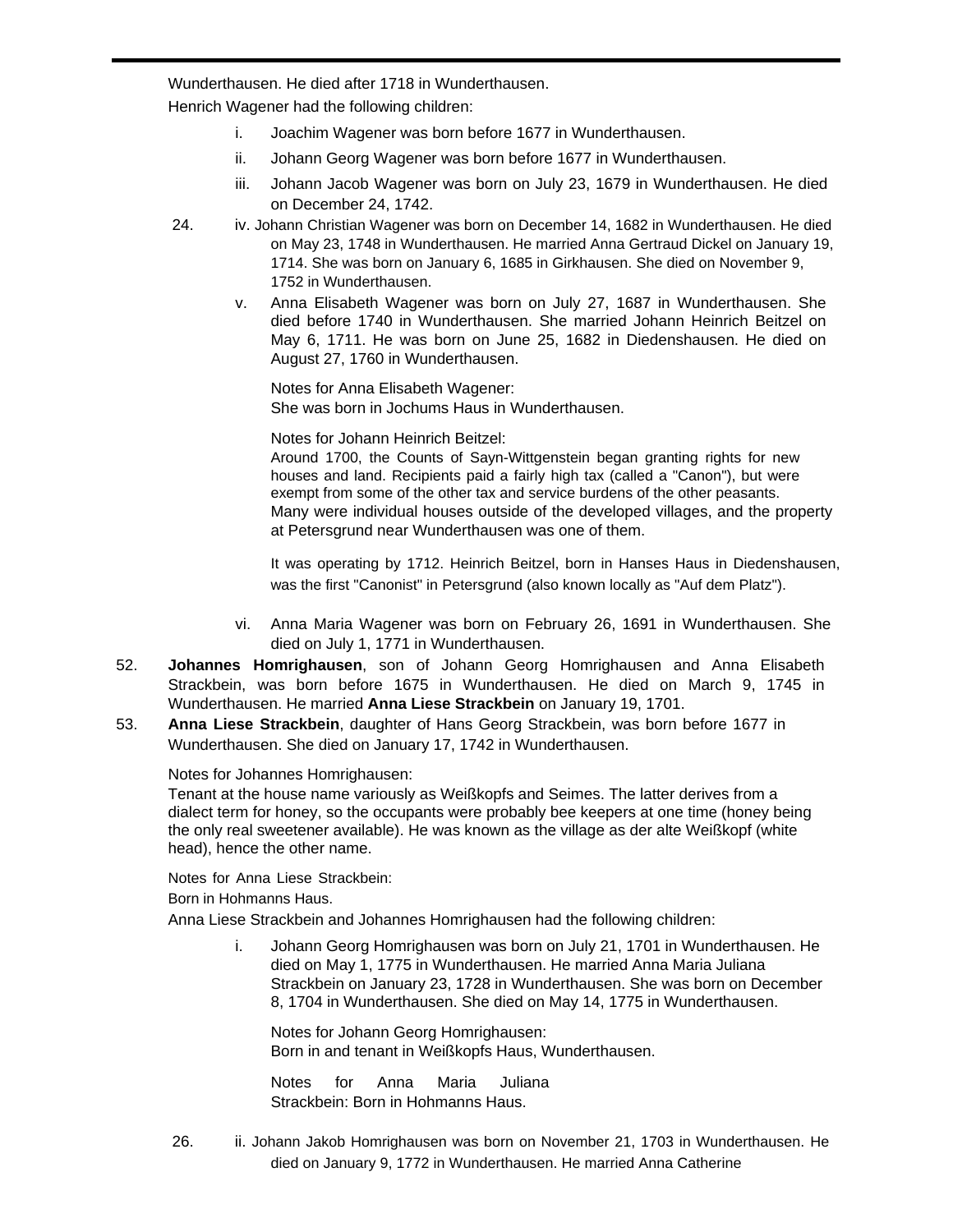Wunderthausen. He died after 1718 in Wunderthausen.

Henrich Wagener had the following children:

- i. Joachim Wagener was born before 1677 in Wunderthausen.
- ii. Johann Georg Wagener was born before 1677 in Wunderthausen.
- iii. Johann Jacob Wagener was born on July 23, 1679 in Wunderthausen. He died on December 24, 1742.

24. iv. Johann Christian Wagener was born on December 14, 1682 in Wunderthausen. He died on May 23, 1748 in Wunderthausen. He married Anna Gertraud Dickel on January 19, 1714. She was born on January 6, 1685 in Girkhausen. She died on November 9, 1752 in Wunderthausen.

- v. Anna Elisabeth Wagener was born on July 27, 1687 in Wunderthausen. She died before 1740 in Wunderthausen. She married Johann Heinrich Beitzel on May 6, 1711. He was born on June 25, 1682 in Diedenshausen. He died on August 27, 1760 in Wunderthausen.

  Notes for Anna Elisabeth Wagener:
  She was born in Jochums Haus in Wunderthausen.

  Notes for Johann Heinrich Beitzel:
  Around 1700, the Counts of Sayn-Wittgenstein began granting rights for new houses and land. Recipients paid a fairly high tax (called a "Canon"), but were exempt from some of the other tax and service burdens of the other peasants. Many were individual houses outside of the developed villages, and the property at Petersgrund near Wunderthausen was one of them.

  It was operating by 1712. Heinrich Beitzel, born in Hanses Haus in Diedenshausen, was the first "Canonist" in Petersgrund (also known locally as "Auf dem Platz").

- vi. Anna Maria Wagener was born on February 26, 1691 in Wunderthausen. She died on July 1, 1771 in Wunderthausen.

52. **Johannes Homrighausen**, son of Johann Georg Homrighausen and Anna Elisabeth Strackbein, was born before 1675 in Wunderthausen. He died on March 9, 1745 in Wunderthausen. He married **Anna Liese Strackbein** on January 19, 1701.

53. **Anna Liese Strackbein**, daughter of Hans Georg Strackbein, was born before 1677 in Wunderthausen. She died on January 17, 1742 in Wunderthausen.

Notes for Johannes Homrighausen:
Tenant at the house name variously as Weißkopfs and Seimes. The latter derives from a dialect term for honey, so the occupants were probably bee keepers at one time (honey being the only real sweetener available). He was known as the village as der alte Weißkopf (white head), hence the other name.

Notes for Anna Liese Strackbein:
Born in Hohmanns Haus.

Anna Liese Strackbein and Johannes Homrighausen had the following children:

- i. Johann Georg Homrighausen was born on July 21, 1701 in Wunderthausen. He died on May 1, 1775 in Wunderthausen. He married Anna Maria Juliana Strackbein on January 23, 1728 in Wunderthausen. She was born on December 8, 1704 in Wunderthausen. She died on May 14, 1775 in Wunderthausen.

  Notes for Johann Georg Homrighausen:
  Born in and tenant in Weißkopfs Haus, Wunderthausen.

  Notes for Anna Maria Juliana Strackbein: Born in Hohmanns Haus.

26. ii. Johann Jakob Homrighausen was born on November 21, 1703 in Wunderthausen. He died on January 9, 1772 in Wunderthausen. He married Anna Catherine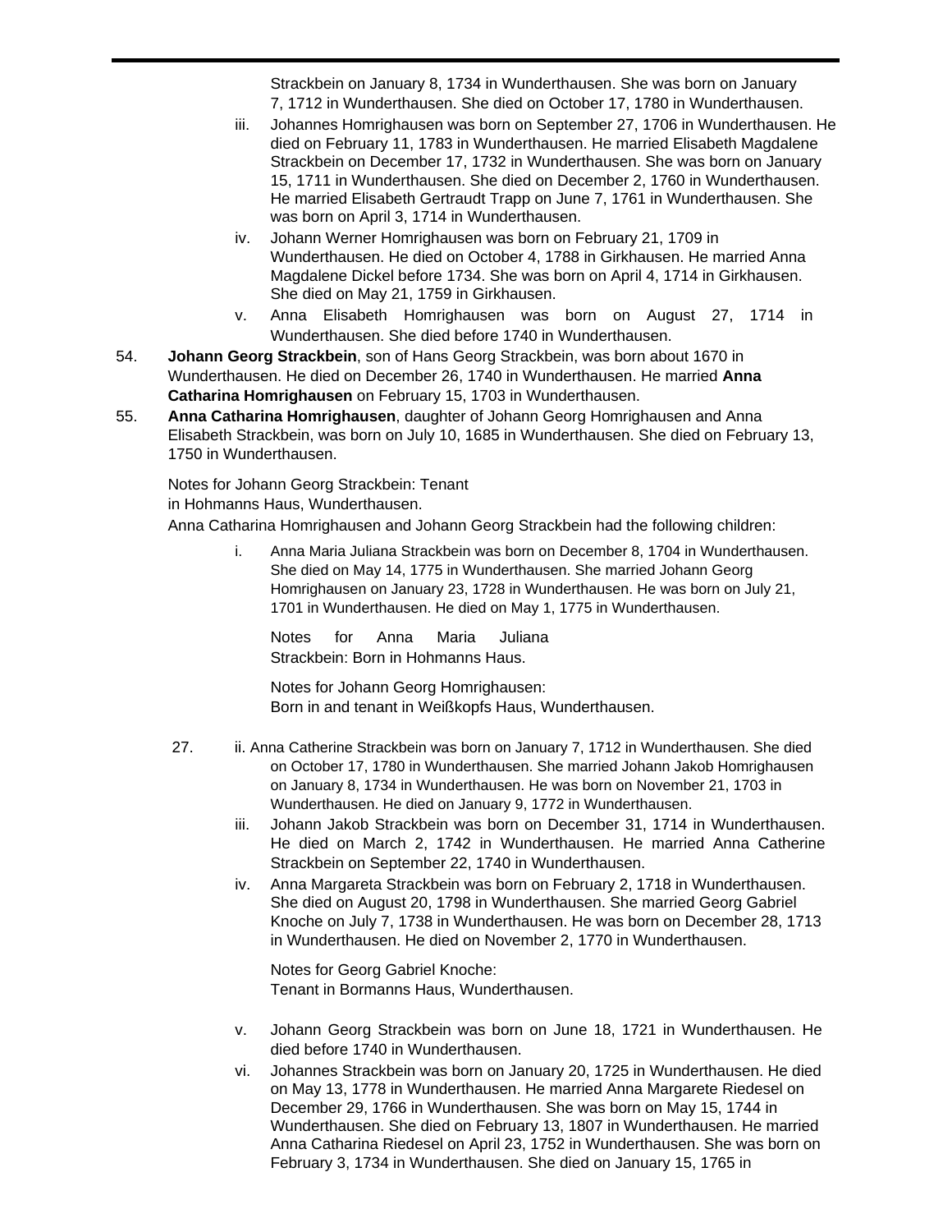Strackbein on January 8, 1734 in Wunderthausen. She was born on January 7, 1712 in Wunderthausen. She died on October 17, 1780 in Wunderthausen.

iii. Johannes Homrighausen was born on September 27, 1706 in Wunderthausen. He died on February 11, 1783 in Wunderthausen. He married Elisabeth Magdalene Strackbein on December 17, 1732 in Wunderthausen. She was born on January 15, 1711 in Wunderthausen. She died on December 2, 1760 in Wunderthausen. He married Elisabeth Gertraudt Trapp on June 7, 1761 in Wunderthausen. She was born on April 3, 1714 in Wunderthausen.

iv. Johann Werner Homrighausen was born on February 21, 1709 in Wunderthausen. He died on October 4, 1788 in Girkhausen. He married Anna Magdalene Dickel before 1734. She was born on April 4, 1714 in Girkhausen. She died on May 21, 1759 in Girkhausen.

v. Anna Elisabeth Homrighausen was born on August 27, 1714 in Wunderthausen. She died before 1740 in Wunderthausen.

54. **Johann Georg Strackbein**, son of Hans Georg Strackbein, was born about 1670 in Wunderthausen. He died on December 26, 1740 in Wunderthausen. He married **Anna Catharina Homrighausen** on February 15, 1703 in Wunderthausen.

55. **Anna Catharina Homrighausen**, daughter of Johann Georg Homrighausen and Anna Elisabeth Strackbein, was born on July 10, 1685 in Wunderthausen. She died on February 13, 1750 in Wunderthausen.

Notes for Johann Georg Strackbein: Tenant in Hohmanns Haus, Wunderthausen.

Anna Catharina Homrighausen and Johann Georg Strackbein had the following children:

i. Anna Maria Juliana Strackbein was born on December 8, 1704 in Wunderthausen. She died on May 14, 1775 in Wunderthausen. She married Johann Georg Homrighausen on January 23, 1728 in Wunderthausen. He was born on July 21, 1701 in Wunderthausen. He died on May 1, 1775 in Wunderthausen.

Notes for Anna Maria Juliana Strackbein: Born in Hohmanns Haus.

Notes for Johann Georg Homrighausen: Born in and tenant in Weißkopfs Haus, Wunderthausen.

27. ii. Anna Catherine Strackbein was born on January 7, 1712 in Wunderthausen. She died on October 17, 1780 in Wunderthausen. She married Johann Jakob Homrighausen on January 8, 1734 in Wunderthausen. He was born on November 21, 1703 in Wunderthausen. He died on January 9, 1772 in Wunderthausen.

iii. Johann Jakob Strackbein was born on December 31, 1714 in Wunderthausen. He died on March 2, 1742 in Wunderthausen. He married Anna Catherine Strackbein on September 22, 1740 in Wunderthausen.

iv. Anna Margareta Strackbein was born on February 2, 1718 in Wunderthausen. She died on August 20, 1798 in Wunderthausen. She married Georg Gabriel Knoche on July 7, 1738 in Wunderthausen. He was born on December 28, 1713 in Wunderthausen. He died on November 2, 1770 in Wunderthausen.

Notes for Georg Gabriel Knoche: Tenant in Bormanns Haus, Wunderthausen.

v. Johann Georg Strackbein was born on June 18, 1721 in Wunderthausen. He died before 1740 in Wunderthausen.

vi. Johannes Strackbein was born on January 20, 1725 in Wunderthausen. He died on May 13, 1778 in Wunderthausen. He married Anna Margarete Riedesel on December 29, 1766 in Wunderthausen. She was born on May 15, 1744 in Wunderthausen. She died on February 13, 1807 in Wunderthausen. He married Anna Catharina Riedesel on April 23, 1752 in Wunderthausen. She was born on February 3, 1734 in Wunderthausen. She died on January 15, 1765 in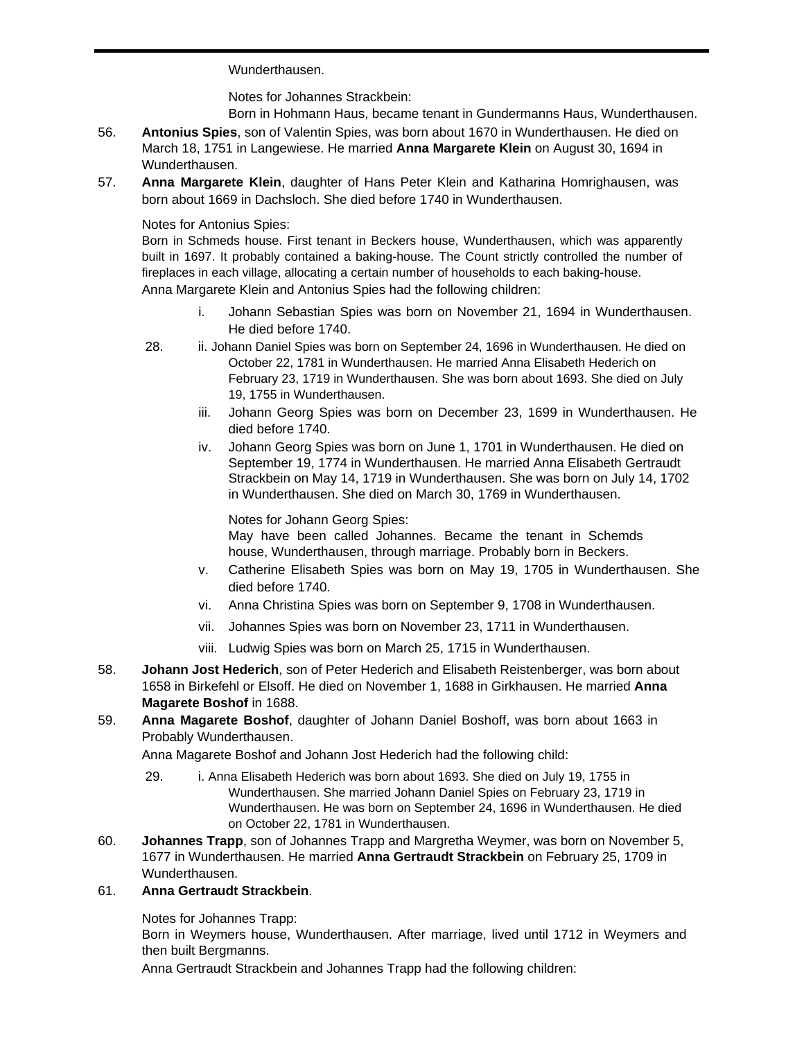Wunderthausen.

Notes for Johannes Strackbein:
Born in Hohmann Haus, became tenant in Gundermanns Haus, Wunderthausen.

56. **Antonius Spies**, son of Valentin Spies, was born about 1670 in Wunderthausen. He died on March 18, 1751 in Langewiese. He married **Anna Margarete Klein** on August 30, 1694 in Wunderthausen.

57. **Anna Margarete Klein**, daughter of Hans Peter Klein and Katharina Homrighausen, was born about 1669 in Dachsloch. She died before 1740 in Wunderthausen.

Notes for Antonius Spies:
Born in Schmeds house. First tenant in Beckers house, Wunderthausen, which was apparently built in 1697. It probably contained a baking-house. The Count strictly controlled the number of fireplaces in each village, allocating a certain number of households to each baking-house.

Anna Margarete Klein and Antonius Spies had the following children:

- i. Johann Sebastian Spies was born on November 21, 1694 in Wunderthausen. He died before 1740.
- 28. ii. Johann Daniel Spies was born on September 24, 1696 in Wunderthausen. He died on October 22, 1781 in Wunderthausen. He married Anna Elisabeth Hederich on February 23, 1719 in Wunderthausen. She was born about 1693. She died on July 19, 1755 in Wunderthausen.
- iii. Johann Georg Spies was born on December 23, 1699 in Wunderthausen. He died before 1740.
- iv. Johann Georg Spies was born on June 1, 1701 in Wunderthausen. He died on September 19, 1774 in Wunderthausen. He married Anna Elisabeth Gertraudt Strackbein on May 14, 1719 in Wunderthausen. She was born on July 14, 1702 in Wunderthausen. She died on March 30, 1769 in Wunderthausen.

  Notes for Johann Georg Spies:
  May have been called Johannes. Became the tenant in Schemds house, Wunderthausen, through marriage. Probably born in Beckers.
- v. Catherine Elisabeth Spies was born on May 19, 1705 in Wunderthausen. She died before 1740.
- vi. Anna Christina Spies was born on September 9, 1708 in Wunderthausen.
- vii. Johannes Spies was born on November 23, 1711 in Wunderthausen.
- viii. Ludwig Spies was born on March 25, 1715 in Wunderthausen.

58. **Johann Jost Hederich**, son of Peter Hederich and Elisabeth Reistenberger, was born about 1658 in Birkefehl or Elsoff. He died on November 1, 1688 in Girkhausen. He married **Anna Magarete Boshof** in 1688.

59. **Anna Magarete Boshof**, daughter of Johann Daniel Boshoff, was born about 1663 in Probably Wunderthausen.

Anna Magarete Boshof and Johann Jost Hederich had the following child:

- 29. i. Anna Elisabeth Hederich was born about 1693. She died on July 19, 1755 in Wunderthausen. She married Johann Daniel Spies on February 23, 1719 in Wunderthausen. He was born on September 24, 1696 in Wunderthausen. He died on October 22, 1781 in Wunderthausen.

60. **Johannes Trapp**, son of Johannes Trapp and Margretha Weymer, was born on November 5, 1677 in Wunderthausen. He married **Anna Gertraudt Strackbein** on February 25, 1709 in Wunderthausen.

61. **Anna Gertraudt Strackbein**.

Notes for Johannes Trapp:
Born in Weymers house, Wunderthausen. After marriage, lived until 1712 in Weymers and then built Bergmanns.

Anna Gertraudt Strackbein and Johannes Trapp had the following children: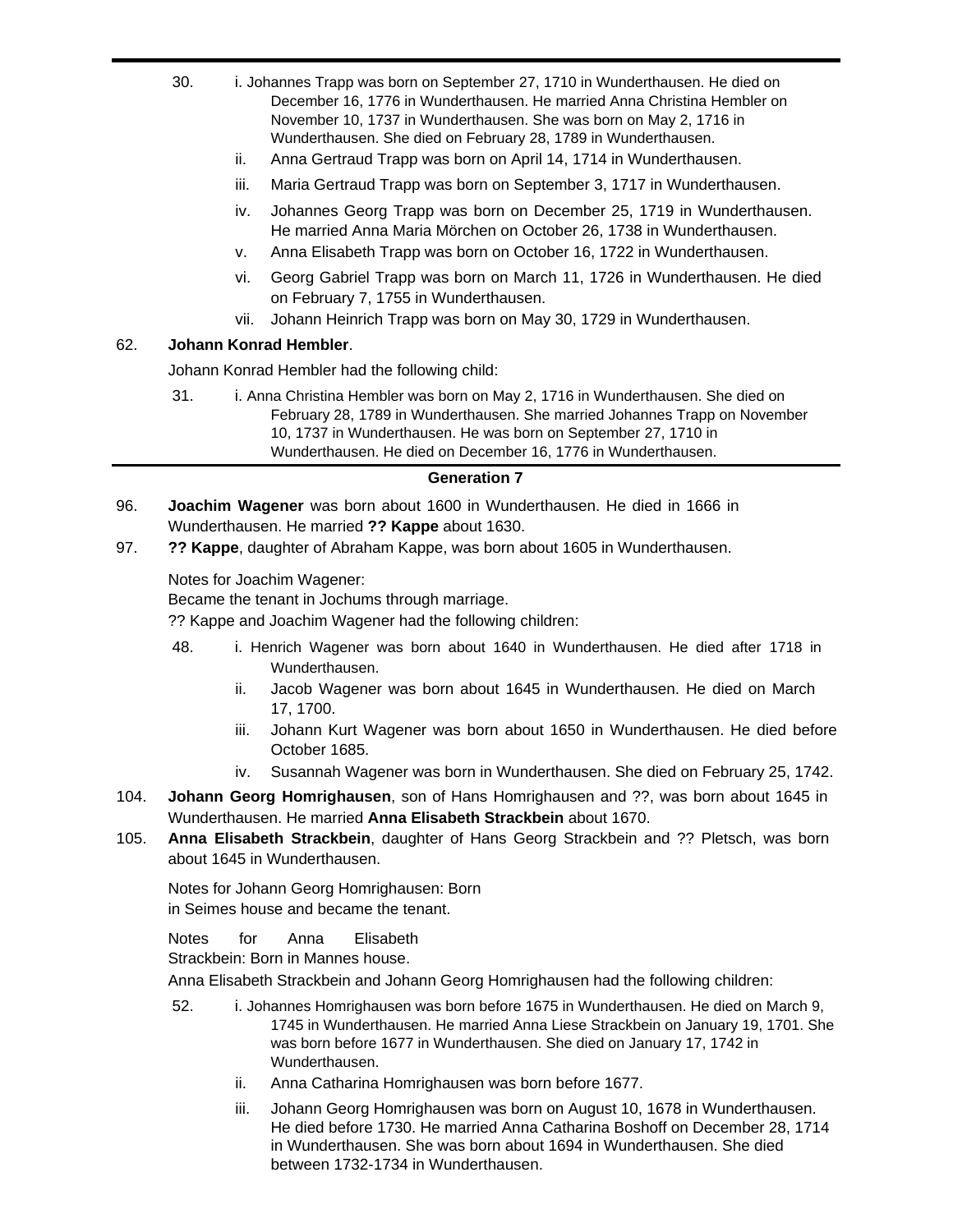30. i. Johannes Trapp was born on September 27, 1710 in Wunderthausen. He died on December 16, 1776 in Wunderthausen. He married Anna Christina Hembler on November 10, 1737 in Wunderthausen. She was born on May 2, 1716 in Wunderthausen. She died on February 28, 1789 in Wunderthausen.
    ii. Anna Gertraud Trapp was born on April 14, 1714 in Wunderthausen.
    iii. Maria Gertraud Trapp was born on September 3, 1717 in Wunderthausen.
    iv. Johannes Georg Trapp was born on December 25, 1719 in Wunderthausen. He married Anna Maria Mörchen on October 26, 1738 in Wunderthausen.
    v. Anna Elisabeth Trapp was born on October 16, 1722 in Wunderthausen.
    vi. Georg Gabriel Trapp was born on March 11, 1726 in Wunderthausen. He died on February 7, 1755 in Wunderthausen.
    vii. Johann Heinrich Trapp was born on May 30, 1729 in Wunderthausen.

62. **Johann Konrad Hembler**.

Johann Konrad Hembler had the following child:

31. i. Anna Christina Hembler was born on May 2, 1716 in Wunderthausen. She died on February 28, 1789 in Wunderthausen. She married Johannes Trapp on November 10, 1737 in Wunderthausen. He was born on September 27, 1710 in Wunderthausen. He died on December 16, 1776 in Wunderthausen.

## Generation 7

96. **Joachim Wagener** was born about 1600 in Wunderthausen. He died in 1666 in Wunderthausen. He married **?? Kappe** about 1630.

97. **?? Kappe**, daughter of Abraham Kappe, was born about 1605 in Wunderthausen.

Notes for Joachim Wagener:
Became the tenant in Jochums through marriage.
?? Kappe and Joachim Wagener had the following children:

48. i. Henrich Wagener was born about 1640 in Wunderthausen. He died after 1718 in Wunderthausen.
    ii. Jacob Wagener was born about 1645 in Wunderthausen. He died on March 17, 1700.
    iii. Johann Kurt Wagener was born about 1650 in Wunderthausen. He died before October 1685.
    iv. Susannah Wagener was born in Wunderthausen. She died on February 25, 1742.

104. **Johann Georg Homrighausen**, son of Hans Homrighausen and ??, was born about 1645 in Wunderthausen. He married **Anna Elisabeth Strackbein** about 1670.

105. **Anna Elisabeth Strackbein**, daughter of Hans Georg Strackbein and ?? Pletsch, was born about 1645 in Wunderthausen.

Notes for Johann Georg Homrighausen: Born in Seimes house and became the tenant.

Notes for Anna Elisabeth Strackbein: Born in Mannes house.

Anna Elisabeth Strackbein and Johann Georg Homrighausen had the following children:

52. i. Johannes Homrighausen was born before 1675 in Wunderthausen. He died on March 9, 1745 in Wunderthausen. He married Anna Liese Strackbein on January 19, 1701. She was born before 1677 in Wunderthausen. She died on January 17, 1742 in Wunderthausen.
    ii. Anna Catharina Homrighausen was born before 1677.
    iii. Johann Georg Homrighausen was born on August 10, 1678 in Wunderthausen. He died before 1730. He married Anna Catharina Boshoff on December 28, 1714 in Wunderthausen. She was born about 1694 in Wunderthausen. She died between 1732-1734 in Wunderthausen.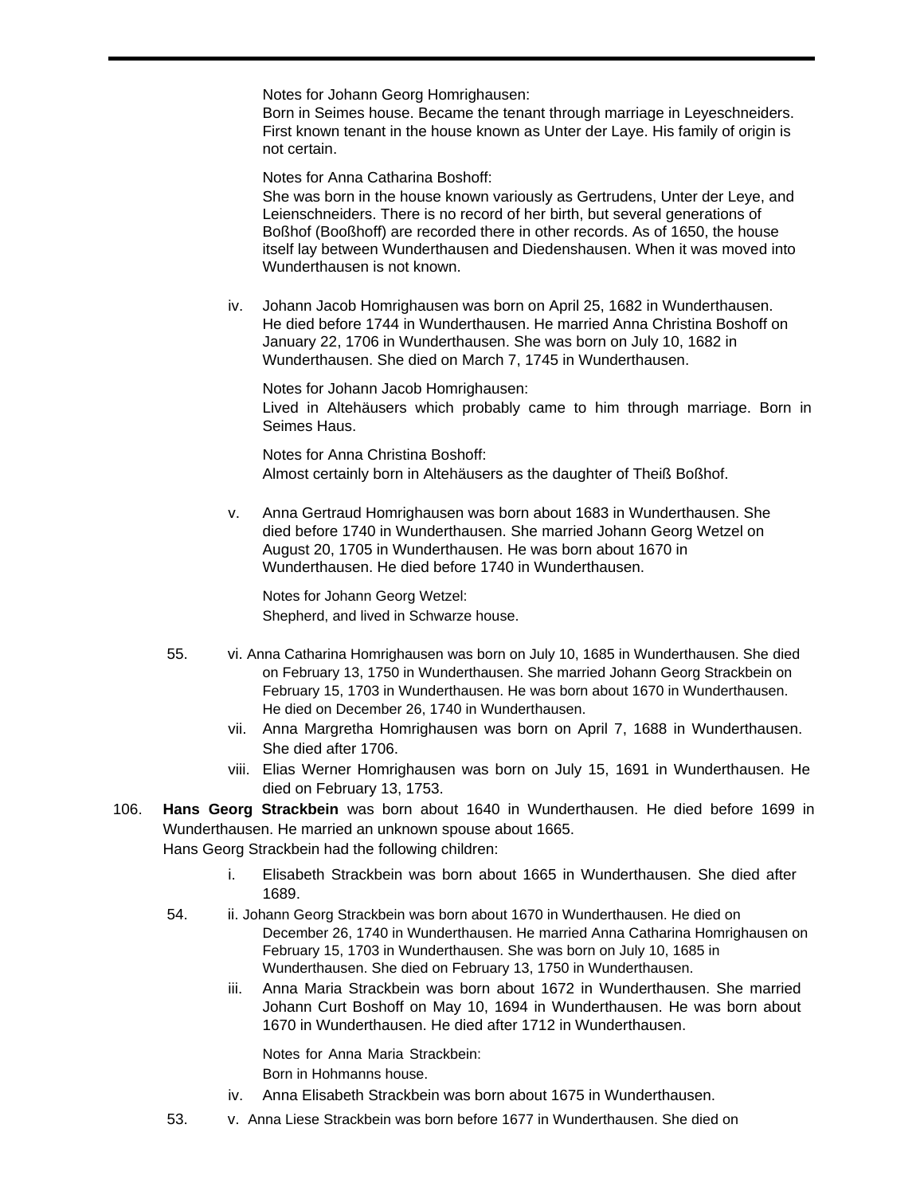Notes for Johann Georg Homrighausen:
Born in Seimes house. Became the tenant through marriage in Leyeschneiders. First known tenant in the house known as Unter der Laye. His family of origin is not certain.

Notes for Anna Catharina Boshoff:
She was born in the house known variously as Gertrudens, Unter der Leye, and Leienschneiders. There is no record of her birth, but several generations of Boßhof (Booßhoff) are recorded there in other records. As of 1650, the house itself lay between Wunderthausen and Diedenshausen. When it was moved into Wunderthausen is not known.

iv. Johann Jacob Homrighausen was born on April 25, 1682 in Wunderthausen. He died before 1744 in Wunderthausen. He married Anna Christina Boshoff on January 22, 1706 in Wunderthausen. She was born on July 10, 1682 in Wunderthausen. She died on March 7, 1745 in Wunderthausen.

Notes for Johann Jacob Homrighausen:
Lived in Altehäusers which probably came to him through marriage. Born in Seimes Haus.

Notes for Anna Christina Boshoff:
Almost certainly born in Altehäusers as the daughter of Theiß Boßhof.

v. Anna Gertraud Homrighausen was born about 1683 in Wunderthausen. She died before 1740 in Wunderthausen. She married Johann Georg Wetzel on August 20, 1705 in Wunderthausen. He was born about 1670 in Wunderthausen. He died before 1740 in Wunderthausen.

Notes for Johann Georg Wetzel:
Shepherd, and lived in Schwarze house.

55. vi. Anna Catharina Homrighausen was born on July 10, 1685 in Wunderthausen. She died on February 13, 1750 in Wunderthausen. She married Johann Georg Strackbein on February 15, 1703 in Wunderthausen. He was born about 1670 in Wunderthausen. He died on December 26, 1740 in Wunderthausen.

vii. Anna Margretha Homrighausen was born on April 7, 1688 in Wunderthausen. She died after 1706.

viii. Elias Werner Homrighausen was born on July 15, 1691 in Wunderthausen. He died on February 13, 1753.

106. **Hans Georg Strackbein** was born about 1640 in Wunderthausen. He died before 1699 in Wunderthausen. He married an unknown spouse about 1665.
Hans Georg Strackbein had the following children:

i. Elisabeth Strackbein was born about 1665 in Wunderthausen. She died after 1689.

54. ii. Johann Georg Strackbein was born about 1670 in Wunderthausen. He died on December 26, 1740 in Wunderthausen. He married Anna Catharina Homrighausen on February 15, 1703 in Wunderthausen. She was born on July 10, 1685 in Wunderthausen. She died on February 13, 1750 in Wunderthausen.

iii. Anna Maria Strackbein was born about 1672 in Wunderthausen. She married Johann Curt Boshoff on May 10, 1694 in Wunderthausen. He was born about 1670 in Wunderthausen. He died after 1712 in Wunderthausen.

Notes for Anna Maria Strackbein:
Born in Hohmanns house.

iv. Anna Elisabeth Strackbein was born about 1675 in Wunderthausen.

53. v. Anna Liese Strackbein was born before 1677 in Wunderthausen. She died on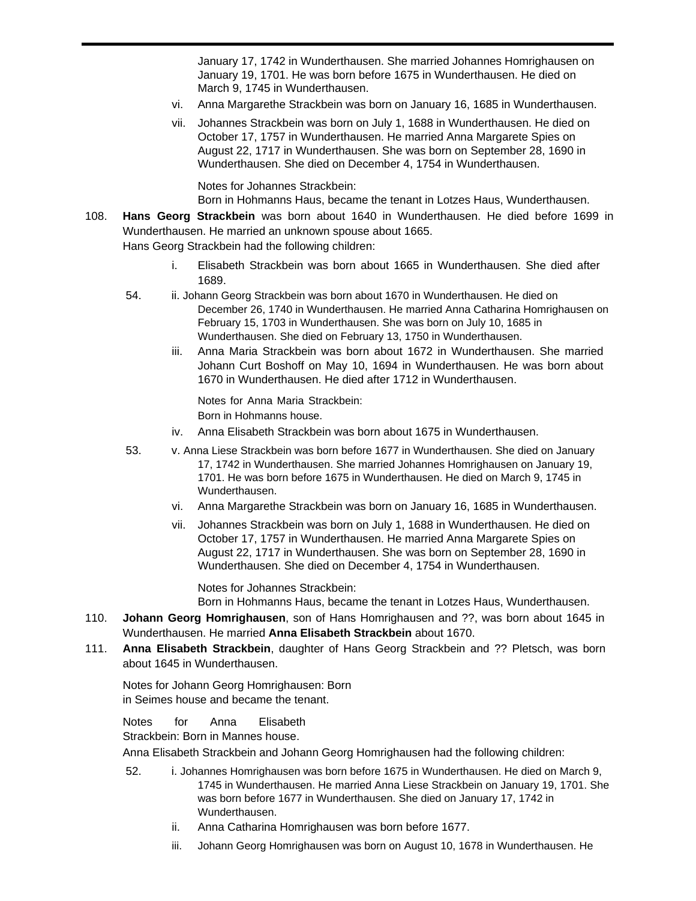January 17, 1742 in Wunderthausen. She married Johannes Homrighausen on January 19, 1701. He was born before 1675 in Wunderthausen. He died on March 9, 1745 in Wunderthausen.

vi. Anna Margarethe Strackbein was born on January 16, 1685 in Wunderthausen.

vii. Johannes Strackbein was born on July 1, 1688 in Wunderthausen. He died on October 17, 1757 in Wunderthausen. He married Anna Margarete Spies on August 22, 1717 in Wunderthausen. She was born on September 28, 1690 in Wunderthausen. She died on December 4, 1754 in Wunderthausen.

Notes for Johannes Strackbein:
Born in Hohmanns Haus, became the tenant in Lotzes Haus, Wunderthausen.

108. **Hans Georg Strackbein** was born about 1640 in Wunderthausen. He died before 1699 in Wunderthausen. He married an unknown spouse about 1665.
Hans Georg Strackbein had the following children:

i. Elisabeth Strackbein was born about 1665 in Wunderthausen. She died after 1689.

54. ii. Johann Georg Strackbein was born about 1670 in Wunderthausen. He died on December 26, 1740 in Wunderthausen. He married Anna Catharina Homrighausen on February 15, 1703 in Wunderthausen. She was born on July 10, 1685 in Wunderthausen. She died on February 13, 1750 in Wunderthausen.

iii. Anna Maria Strackbein was born about 1672 in Wunderthausen. She married Johann Curt Boshoff on May 10, 1694 in Wunderthausen. He was born about 1670 in Wunderthausen. He died after 1712 in Wunderthausen.

Notes for Anna Maria Strackbein:
Born in Hohmanns house.

iv. Anna Elisabeth Strackbein was born about 1675 in Wunderthausen.

53. v. Anna Liese Strackbein was born before 1677 in Wunderthausen. She died on January 17, 1742 in Wunderthausen. She married Johannes Homrighausen on January 19, 1701. He was born before 1675 in Wunderthausen. He died on March 9, 1745 in Wunderthausen.

vi. Anna Margarethe Strackbein was born on January 16, 1685 in Wunderthausen.

vii. Johannes Strackbein was born on July 1, 1688 in Wunderthausen. He died on October 17, 1757 in Wunderthausen. He married Anna Margarete Spies on August 22, 1717 in Wunderthausen. She was born on September 28, 1690 in Wunderthausen. She died on December 4, 1754 in Wunderthausen.

Notes for Johannes Strackbein:
Born in Hohmanns Haus, became the tenant in Lotzes Haus, Wunderthausen.

110. **Johann Georg Homrighausen**, son of Hans Homrighausen and ??, was born about 1645 in Wunderthausen. He married **Anna Elisabeth Strackbein** about 1670.

111. **Anna Elisabeth Strackbein**, daughter of Hans Georg Strackbein and ?? Pletsch, was born about 1645 in Wunderthausen.

Notes for Johann Georg Homrighausen: Born in Seimes house and became the tenant.

Notes for Anna Elisabeth Strackbein: Born in Mannes house.

Anna Elisabeth Strackbein and Johann Georg Homrighausen had the following children:

52. i. Johannes Homrighausen was born before 1675 in Wunderthausen. He died on March 9, 1745 in Wunderthausen. He married Anna Liese Strackbein on January 19, 1701. She was born before 1677 in Wunderthausen. She died on January 17, 1742 in Wunderthausen.

ii. Anna Catharina Homrighausen was born before 1677.

iii. Johann Georg Homrighausen was born on August 10, 1678 in Wunderthausen. He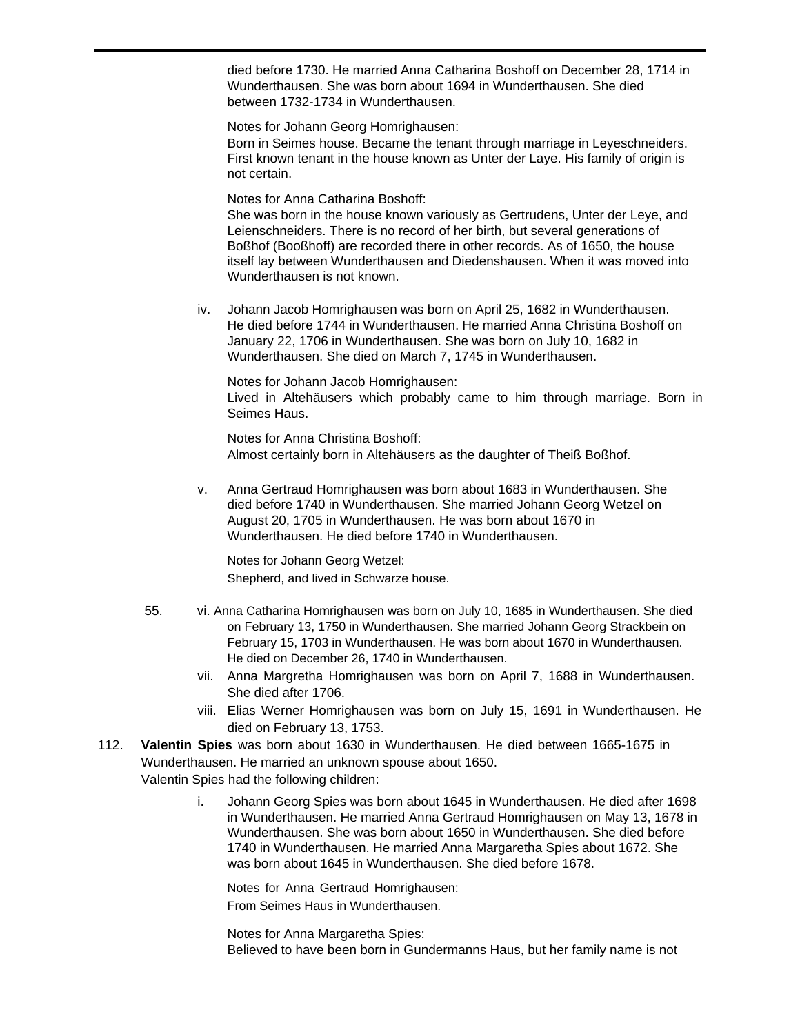died before 1730. He married Anna Catharina Boshoff on December 28, 1714 in Wunderthausen. She was born about 1694 in Wunderthausen. She died between 1732-1734 in Wunderthausen.

Notes for Johann Georg Homrighausen:
Born in Seimes house. Became the tenant through marriage in Leyeschneiders. First known tenant in the house known as Unter der Laye. His family of origin is not certain.

Notes for Anna Catharina Boshoff:
She was born in the house known variously as Gertrudens, Unter der Leye, and Leienschneiders. There is no record of her birth, but several generations of Boßhof (Booßhoff) are recorded there in other records. As of 1650, the house itself lay between Wunderthausen and Diedenshausen. When it was moved into Wunderthausen is not known.

iv. Johann Jacob Homrighausen was born on April 25, 1682 in Wunderthausen. He died before 1744 in Wunderthausen. He married Anna Christina Boshoff on January 22, 1706 in Wunderthausen. She was born on July 10, 1682 in Wunderthausen. She died on March 7, 1745 in Wunderthausen.

Notes for Johann Jacob Homrighausen:
Lived in Altehäusers which probably came to him through marriage. Born in Seimes Haus.

Notes for Anna Christina Boshoff:
Almost certainly born in Altehäusers as the daughter of Theiß Boßhof.

v. Anna Gertraud Homrighausen was born about 1683 in Wunderthausen. She died before 1740 in Wunderthausen. She married Johann Georg Wetzel on August 20, 1705 in Wunderthausen. He was born about 1670 in Wunderthausen. He died before 1740 in Wunderthausen.

Notes for Johann Georg Wetzel:
Shepherd, and lived in Schwarze house.

55. vi. Anna Catharina Homrighausen was born on July 10, 1685 in Wunderthausen. She died on February 13, 1750 in Wunderthausen. She married Johann Georg Strackbein on February 15, 1703 in Wunderthausen. He was born about 1670 in Wunderthausen. He died on December 26, 1740 in Wunderthausen.

vii. Anna Margretha Homrighausen was born on April 7, 1688 in Wunderthausen. She died after 1706.

viii. Elias Werner Homrighausen was born on July 15, 1691 in Wunderthausen. He died on February 13, 1753.

112. **Valentin Spies** was born about 1630 in Wunderthausen. He died between 1665-1675 in Wunderthausen. He married an unknown spouse about 1650.
Valentin Spies had the following children:

i. Johann Georg Spies was born about 1645 in Wunderthausen. He died after 1698 in Wunderthausen. He married Anna Gertraud Homrighausen on May 13, 1678 in Wunderthausen. She was born about 1650 in Wunderthausen. She died before 1740 in Wunderthausen. He married Anna Margaretha Spies about 1672. She was born about 1645 in Wunderthausen. She died before 1678.

Notes for Anna Gertraud Homrighausen:
From Seimes Haus in Wunderthausen.

Notes for Anna Margaretha Spies:
Believed to have been born in Gundermanns Haus, but her family name is not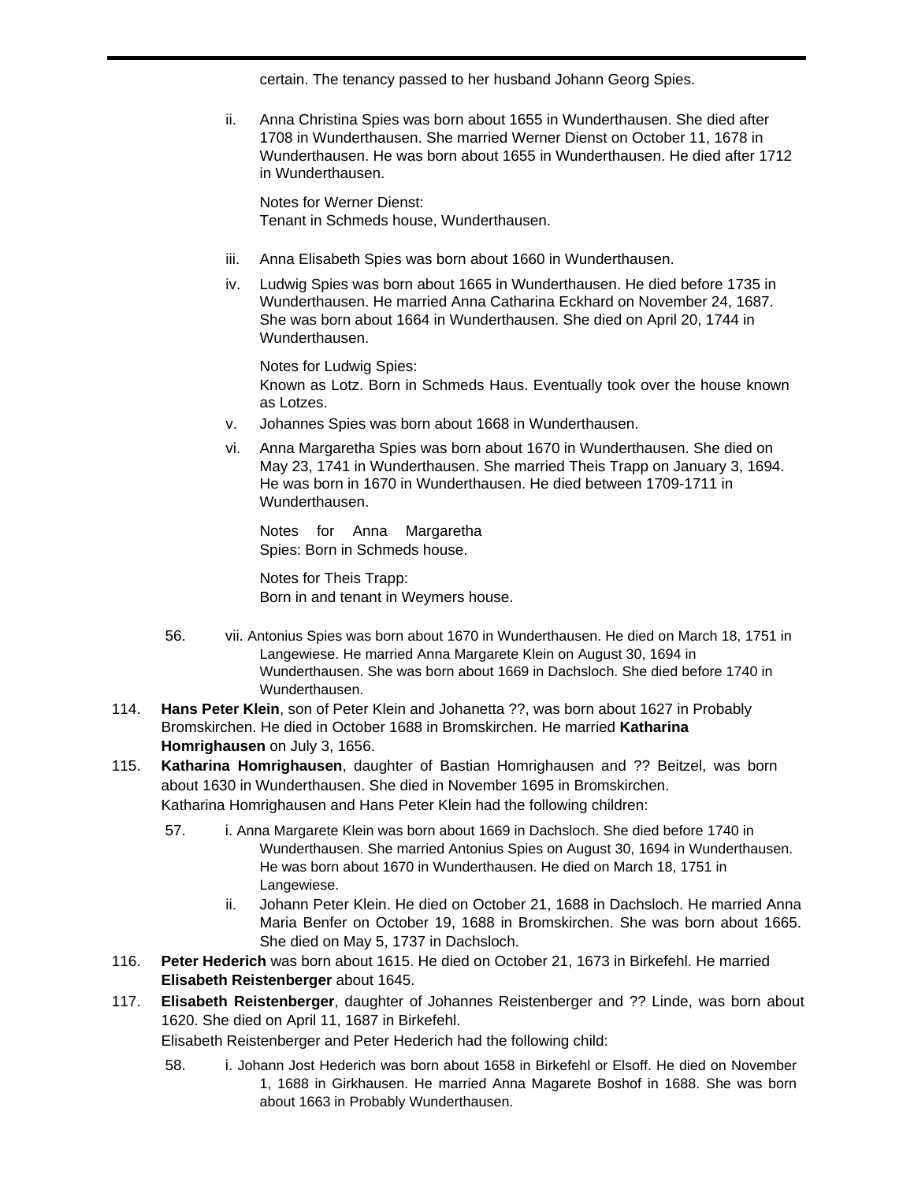certain. The tenancy passed to her husband Johann Georg Spies.

ii. Anna Christina Spies was born about 1655 in Wunderthausen. She died after 1708 in Wunderthausen. She married Werner Dienst on October 11, 1678 in Wunderthausen. He was born about 1655 in Wunderthausen. He died after 1712 in Wunderthausen.

Notes for Werner Dienst:
Tenant in Schmeds house, Wunderthausen.

iii. Anna Elisabeth Spies was born about 1660 in Wunderthausen.

iv. Ludwig Spies was born about 1665 in Wunderthausen. He died before 1735 in Wunderthausen. He married Anna Catharina Eckhard on November 24, 1687. She was born about 1664 in Wunderthausen. She died on April 20, 1744 in Wunderthausen.

Notes for Ludwig Spies:
Known as Lotz. Born in Schmeds Haus. Eventually took over the house known as Lotzes.

v. Johannes Spies was born about 1668 in Wunderthausen.

vi. Anna Margaretha Spies was born about 1670 in Wunderthausen. She died on May 23, 1741 in Wunderthausen. She married Theis Trapp on January 3, 1694. He was born in 1670 in Wunderthausen. He died between 1709-1711 in Wunderthausen.

Notes for Anna Margaretha Spies: Born in Schmeds house.

Notes for Theis Trapp:
Born in and tenant in Weymers house.

56. vii. Antonius Spies was born about 1670 in Wunderthausen. He died on March 18, 1751 in Langewiese. He married Anna Margarete Klein on August 30, 1694 in Wunderthausen. She was born about 1669 in Dachsloch. She died before 1740 in Wunderthausen.

114. **Hans Peter Klein**, son of Peter Klein and Johanetta ??, was born about 1627 in Probably Bromskirchen. He died in October 1688 in Bromskirchen. He married **Katharina Homrighausen** on July 3, 1656.

115. **Katharina Homrighausen**, daughter of Bastian Homrighausen and ?? Beitzel, was born about 1630 in Wunderthausen. She died in November 1695 in Bromskirchen.
Katharina Homrighausen and Hans Peter Klein had the following children:

57. i. Anna Margarete Klein was born about 1669 in Dachsloch. She died before 1740 in Wunderthausen. She married Antonius Spies on August 30, 1694 in Wunderthausen. He was born about 1670 in Wunderthausen. He died on March 18, 1751 in Langewiese.

ii. Johann Peter Klein. He died on October 21, 1688 in Dachsloch. He married Anna Maria Benfer on October 19, 1688 in Bromskirchen. She was born about 1665. She died on May 5, 1737 in Dachsloch.

116. **Peter Hederich** was born about 1615. He died on October 21, 1673 in Birkefehl. He married **Elisabeth Reistenberger** about 1645.

117. **Elisabeth Reistenberger**, daughter of Johannes Reistenberger and ?? Linde, was born about 1620. She died on April 11, 1687 in Birkefehl.
Elisabeth Reistenberger and Peter Hederich had the following child:

58. i. Johann Jost Hederich was born about 1658 in Birkefehl or Elsoff. He died on November 1, 1688 in Girkhausen. He married Anna Magarete Boshof in 1688. She was born about 1663 in Probably Wunderthausen.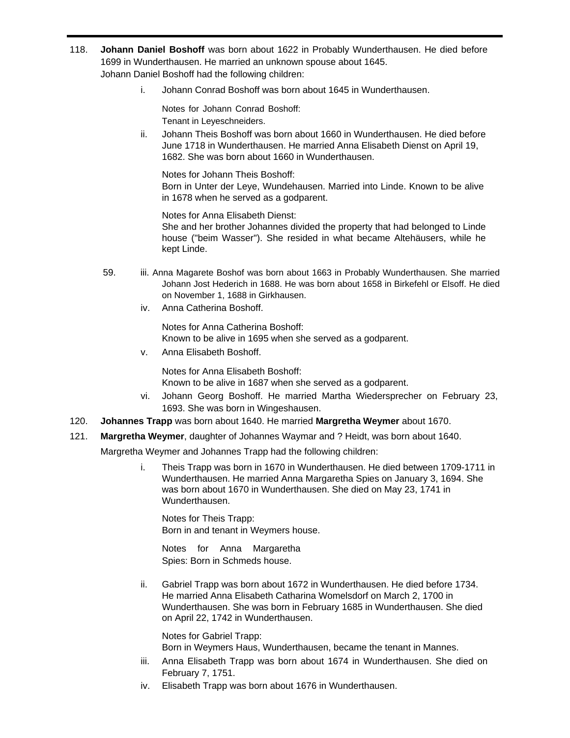118. **Johann Daniel Boshoff** was born about 1622 in Probably Wunderthausen. He died before 1699 in Wunderthausen. He married an unknown spouse about 1645.
Johann Daniel Boshoff had the following children:

i. Johann Conrad Boshoff was born about 1645 in Wunderthausen.

Notes for Johann Conrad Boshoff:
Tenant in Leyeschneiders.

ii. Johann Theis Boshoff was born about 1660 in Wunderthausen. He died before June 1718 in Wunderthausen. He married Anna Elisabeth Dienst on April 19, 1682. She was born about 1660 in Wunderthausen.

Notes for Johann Theis Boshoff:
Born in Unter der Leye, Wundehausen. Married into Linde. Known to be alive in 1678 when he served as a godparent.

Notes for Anna Elisabeth Dienst:
She and her brother Johannes divided the property that had belonged to Linde house ("beim Wasser"). She resided in what became Altehäusers, while he kept Linde.

59. iii. Anna Magarete Boshof was born about 1663 in Probably Wunderthausen. She married Johann Jost Hederich in 1688. He was born about 1658 in Birkefehl or Elsoff. He died on November 1, 1688 in Girkhausen.

iv. Anna Catherina Boshoff.

Notes for Anna Catherina Boshoff:
Known to be alive in 1695 when she served as a godparent.

v. Anna Elisabeth Boshoff.

Notes for Anna Elisabeth Boshoff:
Known to be alive in 1687 when she served as a godparent.

vi. Johann Georg Boshoff. He married Martha Wiedersprecher on February 23, 1693. She was born in Wingeshausen.

120. **Johannes Trapp** was born about 1640. He married **Margretha Weymer** about 1670.

121. **Margretha Weymer**, daughter of Johannes Waymar and ? Heidt, was born about 1640.

Margretha Weymer and Johannes Trapp had the following children:

i. Theis Trapp was born in 1670 in Wunderthausen. He died between 1709-1711 in Wunderthausen. He married Anna Margaretha Spies on January 3, 1694. She was born about 1670 in Wunderthausen. She died on May 23, 1741 in Wunderthausen.

Notes for Theis Trapp:
Born in and tenant in Weymers house.

Notes for Anna Margaretha Spies: Born in Schmeds house.

ii. Gabriel Trapp was born about 1672 in Wunderthausen. He died before 1734. He married Anna Elisabeth Catharina Womelsdorf on March 2, 1700 in Wunderthausen. She was born in February 1685 in Wunderthausen. She died on April 22, 1742 in Wunderthausen.

Notes for Gabriel Trapp:
Born in Weymers Haus, Wunderthausen, became the tenant in Mannes.

iii. Anna Elisabeth Trapp was born about 1674 in Wunderthausen. She died on February 7, 1751.

iv. Elisabeth Trapp was born about 1676 in Wunderthausen.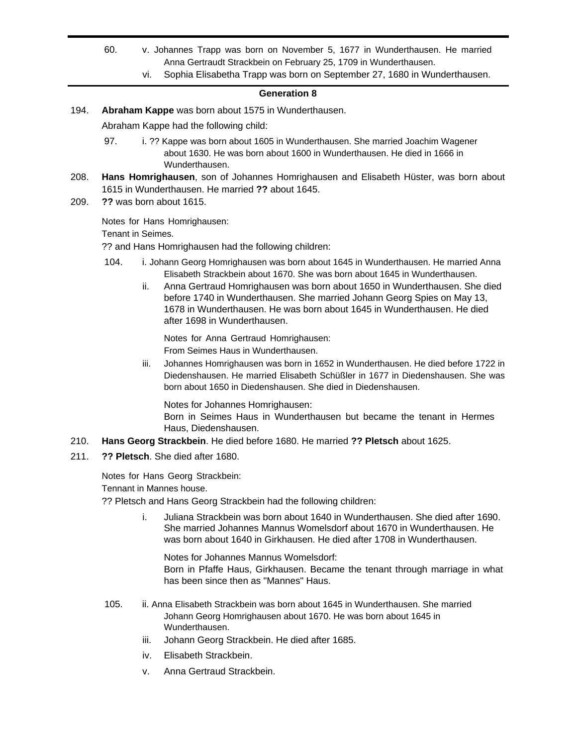60. v. Johannes Trapp was born on November 5, 1677 in Wunderthausen. He married Anna Gertraudt Strackbein on February 25, 1709 in Wunderthausen.

vi. Sophia Elisabetha Trapp was born on September 27, 1680 in Wunderthausen.

## Generation 8

194. **Abraham Kappe** was born about 1575 in Wunderthausen.

Abraham Kappe had the following child:

97. i. ?? Kappe was born about 1605 in Wunderthausen. She married Joachim Wagener about 1630. He was born about 1600 in Wunderthausen. He died in 1666 in Wunderthausen.

208. **Hans Homrighausen**, son of Johannes Homrighausen and Elisabeth Hüster, was born about 1615 in Wunderthausen. He married **??** about 1645.

209. **??** was born about 1615.

Notes for Hans Homrighausen:
Tenant in Seimes.

?? and Hans Homrighausen had the following children:

104. i. Johann Georg Homrighausen was born about 1645 in Wunderthausen. He married Anna Elisabeth Strackbein about 1670. She was born about 1645 in Wunderthausen.

ii. Anna Gertraud Homrighausen was born about 1650 in Wunderthausen. She died before 1740 in Wunderthausen. She married Johann Georg Spies on May 13, 1678 in Wunderthausen. He was born about 1645 in Wunderthausen. He died after 1698 in Wunderthausen.

Notes for Anna Gertraud Homrighausen:
From Seimes Haus in Wunderthausen.

iii. Johannes Homrighausen was born in 1652 in Wunderthausen. He died before 1722 in Diedenshausen. He married Elisabeth Schüßler in 1677 in Diedenshausen. She was born about 1650 in Diedenshausen. She died in Diedenshausen.

Notes for Johannes Homrighausen:
Born in Seimes Haus in Wunderthausen but became the tenant in Hermes Haus, Diedenshausen.

210. **Hans Georg Strackbein**. He died before 1680. He married **?? Pletsch** about 1625.

211. **?? Pletsch**. She died after 1680.

Notes for Hans Georg Strackbein:
Tennant in Mannes house.

?? Pletsch and Hans Georg Strackbein had the following children:

i. Juliana Strackbein was born about 1640 in Wunderthausen. She died after 1690. She married Johannes Mannus Womelsdorf about 1670 in Wunderthausen. He was born about 1640 in Girkhausen. He died after 1708 in Wunderthausen.

Notes for Johannes Mannus Womelsdorf:
Born in Pfaffe Haus, Girkhausen. Became the tenant through marriage in what has been since then as "Mannes" Haus.

105. ii. Anna Elisabeth Strackbein was born about 1645 in Wunderthausen. She married Johann Georg Homrighausen about 1670. He was born about 1645 in Wunderthausen.

iii. Johann Georg Strackbein. He died after 1685.

iv. Elisabeth Strackbein.

v. Anna Gertraud Strackbein.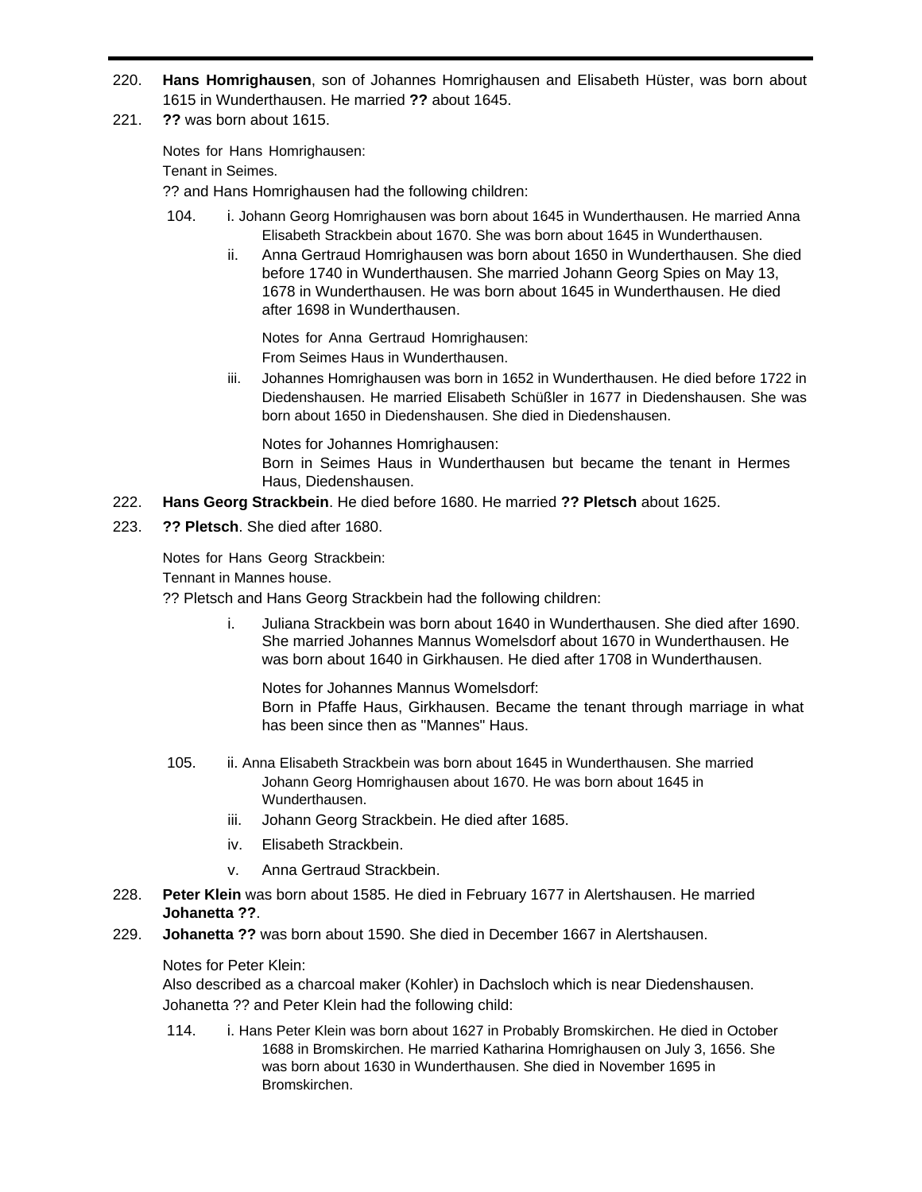220. **Hans Homrighausen**, son of Johannes Homrighausen and Elisabeth Hüster, was born about 1615 in Wunderthausen. He married **??** about 1645.

221. **??** was born about 1615.

Notes for Hans Homrighausen:
Tenant in Seimes.

?? and Hans Homrighausen had the following children:

104. i. Johann Georg Homrighausen was born about 1645 in Wunderthausen. He married Anna Elisabeth Strackbein about 1670. She was born about 1645 in Wunderthausen.

ii. Anna Gertraud Homrighausen was born about 1650 in Wunderthausen. She died before 1740 in Wunderthausen. She married Johann Georg Spies on May 13, 1678 in Wunderthausen. He was born about 1645 in Wunderthausen. He died after 1698 in Wunderthausen.

Notes for Anna Gertraud Homrighausen:
From Seimes Haus in Wunderthausen.

iii. Johannes Homrighausen was born in 1652 in Wunderthausen. He died before 1722 in Diedenshausen. He married Elisabeth Schüßler in 1677 in Diedenshausen. She was born about 1650 in Diedenshausen. She died in Diedenshausen.

Notes for Johannes Homrighausen:
Born in Seimes Haus in Wunderthausen but became the tenant in Hermes Haus, Diedenshausen.

222. **Hans Georg Strackbein**. He died before 1680. He married **?? Pletsch** about 1625.

223. **?? Pletsch**. She died after 1680.

Notes for Hans Georg Strackbein:
Tennant in Mannes house.

?? Pletsch and Hans Georg Strackbein had the following children:

i. Juliana Strackbein was born about 1640 in Wunderthausen. She died after 1690. She married Johannes Mannus Womelsdorf about 1670 in Wunderthausen. He was born about 1640 in Girkhausen. He died after 1708 in Wunderthausen.

Notes for Johannes Mannus Womelsdorf:
Born in Pfaffe Haus, Girkhausen. Became the tenant through marriage in what has been since then as "Mannes" Haus.

105. ii. Anna Elisabeth Strackbein was born about 1645 in Wunderthausen. She married Johann Georg Homrighausen about 1670. He was born about 1645 in Wunderthausen.

iii. Johann Georg Strackbein. He died after 1685.

iv. Elisabeth Strackbein.

v. Anna Gertraud Strackbein.

228. **Peter Klein** was born about 1585. He died in February 1677 in Alertshausen. He married **Johanetta ??**.

229. **Johanetta ??** was born about 1590. She died in December 1667 in Alertshausen.

Notes for Peter Klein:
Also described as a charcoal maker (Kohler) in Dachsloch which is near Diedenshausen.

Johanetta ?? and Peter Klein had the following child:

114. i. Hans Peter Klein was born about 1627 in Probably Bromskirchen. He died in October 1688 in Bromskirchen. He married Katharina Homrighausen on July 3, 1656. She was born about 1630 in Wunderthausen. She died in November 1695 in Bromskirchen.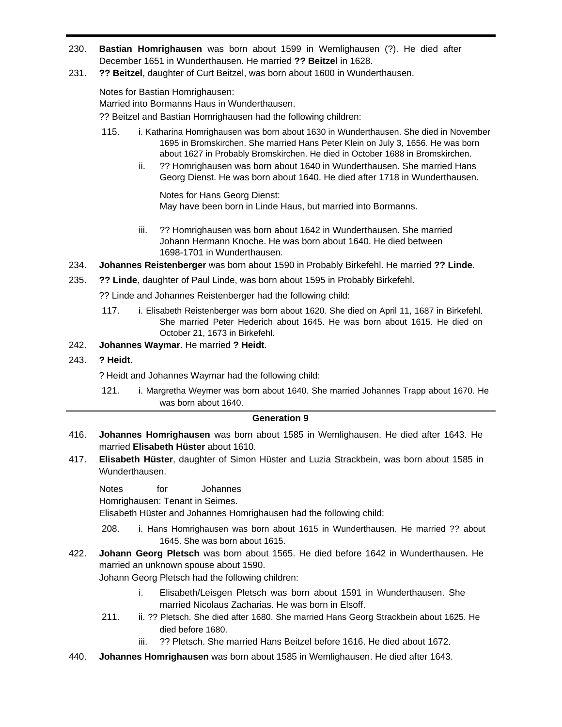230. **Bastian Homrighausen** was born about 1599 in Wemlighausen (?). He died after December 1651 in Wunderthausen. He married **?? Beitzel** in 1628.

231. **?? Beitzel**, daughter of Curt Beitzel, was born about 1600 in Wunderthausen.

Notes for Bastian Homrighausen:
Married into Bormanns Haus in Wunderthausen.

?? Beitzel and Bastian Homrighausen had the following children:

115. i. Katharina Homrighausen was born about 1630 in Wunderthausen. She died in November 1695 in Bromskirchen. She married Hans Peter Klein on July 3, 1656. He was born about 1627 in Probably Bromskirchen. He died in October 1688 in Bromskirchen.

ii. ?? Homrighausen was born about 1640 in Wunderthausen. She married Hans Georg Dienst. He was born about 1640. He died after 1718 in Wunderthausen.

Notes for Hans Georg Dienst:
May have been born in Linde Haus, but married into Bormanns.

iii. ?? Homrighausen was born about 1642 in Wunderthausen. She married Johann Hermann Knoche. He was born about 1640. He died between 1698-1701 in Wunderthausen.

234. **Johannes Reistenberger** was born about 1590 in Probably Birkefehl. He married **?? Linde**.

235. **?? Linde**, daughter of Paul Linde, was born about 1595 in Probably Birkefehl.

?? Linde and Johannes Reistenberger had the following child:

117. i. Elisabeth Reistenberger was born about 1620. She died on April 11, 1687 in Birkefehl. She married Peter Hederich about 1645. He was born about 1615. He died on October 21, 1673 in Birkefehl.

242. **Johannes Waymar**. He married **? Heidt**.

243. **? Heidt**.

? Heidt and Johannes Waymar had the following child:

121. i. Margretha Weymer was born about 1640. She married Johannes Trapp about 1670. He was born about 1640.

## Generation 9

416. **Johannes Homrighausen** was born about 1585 in Wemlighausen. He died after 1643. He married **Elisabeth Hüster** about 1610.

417. **Elisabeth Hüster**, daughter of Simon Hüster and Luzia Strackbein, was born about 1585 in Wunderthausen.

Notes for Johannes Homrighausen: Tenant in Seimes.

Elisabeth Hüster and Johannes Homrighausen had the following child:

208. i. Hans Homrighausen was born about 1615 in Wunderthausen. He married ?? about 1645. She was born about 1615.

422. **Johann Georg Pletsch** was born about 1565. He died before 1642 in Wunderthausen. He married an unknown spouse about 1590.

Johann Georg Pletsch had the following children:

i. Elisabeth/Leisgen Pletsch was born about 1591 in Wunderthausen. She married Nicolaus Zacharias. He was born in Elsoff.

211. ii. ?? Pletsch. She died after 1680. She married Hans Georg Strackbein about 1625. He died before 1680.

iii. ?? Pletsch. She married Hans Beitzel before 1616. He died about 1672.

440. **Johannes Homrighausen** was born about 1585 in Wemlighausen. He died after 1643.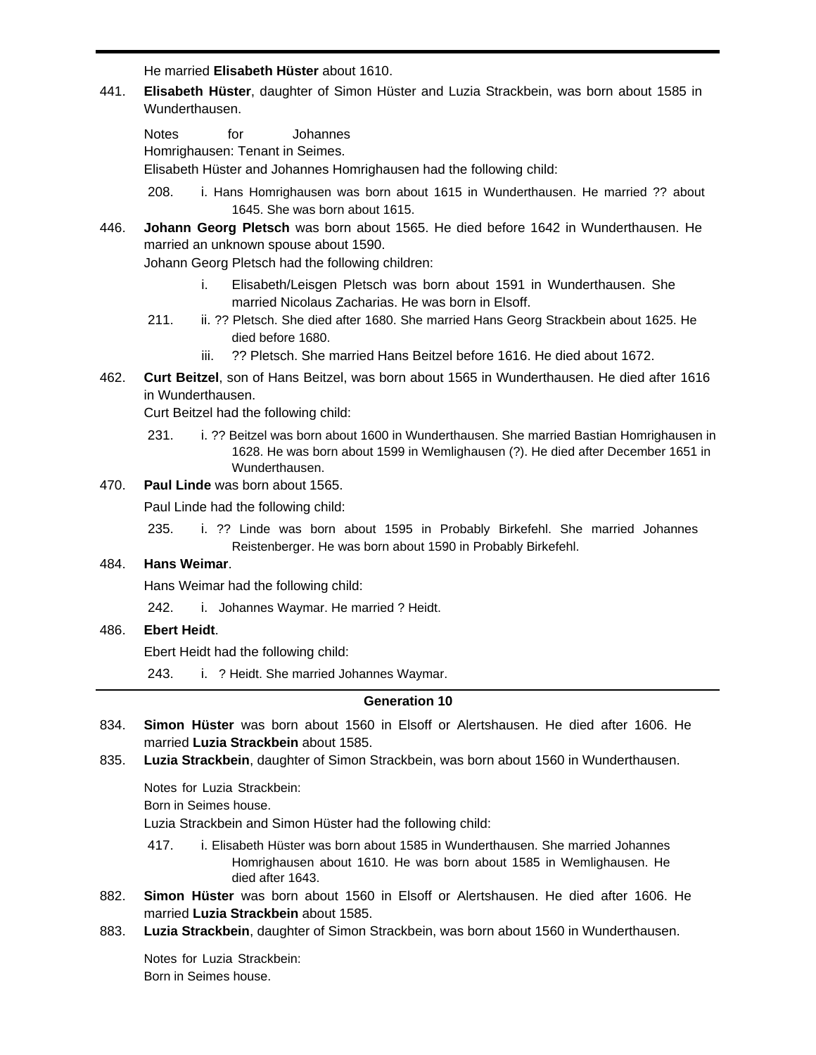He married **Elisabeth Hüster** about 1610.

441. **Elisabeth Hüster**, daughter of Simon Hüster and Luzia Strackbein, was born about 1585 in Wunderthausen.

Notes for Johannes Homrighausen: Tenant in Seimes.

Elisabeth Hüster and Johannes Homrighausen had the following child:

208. i. Hans Homrighausen was born about 1615 in Wunderthausen. He married ?? about 1645. She was born about 1615.

446. **Johann Georg Pletsch** was born about 1565. He died before 1642 in Wunderthausen. He married an unknown spouse about 1590.

Johann Georg Pletsch had the following children:

i. Elisabeth/Leisgen Pletsch was born about 1591 in Wunderthausen. She married Nicolaus Zacharias. He was born in Elsoff.

211. ii. ?? Pletsch. She died after 1680. She married Hans Georg Strackbein about 1625. He died before 1680.

iii. ?? Pletsch. She married Hans Beitzel before 1616. He died about 1672.

462. **Curt Beitzel**, son of Hans Beitzel, was born about 1565 in Wunderthausen. He died after 1616 in Wunderthausen.

Curt Beitzel had the following child:

231. i. ?? Beitzel was born about 1600 in Wunderthausen. She married Bastian Homrighausen in 1628. He was born about 1599 in Wemlighausen (?). He died after December 1651 in Wunderthausen.

470. **Paul Linde** was born about 1565.

Paul Linde had the following child:

235. i. ?? Linde was born about 1595 in Probably Birkefehl. She married Johannes Reistenberger. He was born about 1590 in Probably Birkefehl.

484. **Hans Weimar**.

Hans Weimar had the following child:

242. i. Johannes Waymar. He married ? Heidt.

486. **Ebert Heidt**.

Ebert Heidt had the following child:

243. i. ? Heidt. She married Johannes Waymar.

## Generation 10

834. **Simon Hüster** was born about 1560 in Elsoff or Alertshausen. He died after 1606. He married **Luzia Strackbein** about 1585.

835. **Luzia Strackbein**, daughter of Simon Strackbein, was born about 1560 in Wunderthausen.

Notes for Luzia Strackbein:
Born in Seimes house.

Luzia Strackbein and Simon Hüster had the following child:

417. i. Elisabeth Hüster was born about 1585 in Wunderthausen. She married Johannes Homrighausen about 1610. He was born about 1585 in Wemlighausen. He died after 1643.

882. **Simon Hüster** was born about 1560 in Elsoff or Alertshausen. He died after 1606. He married **Luzia Strackbein** about 1585.

883. **Luzia Strackbein**, daughter of Simon Strackbein, was born about 1560 in Wunderthausen.

Notes for Luzia Strackbein:
Born in Seimes house.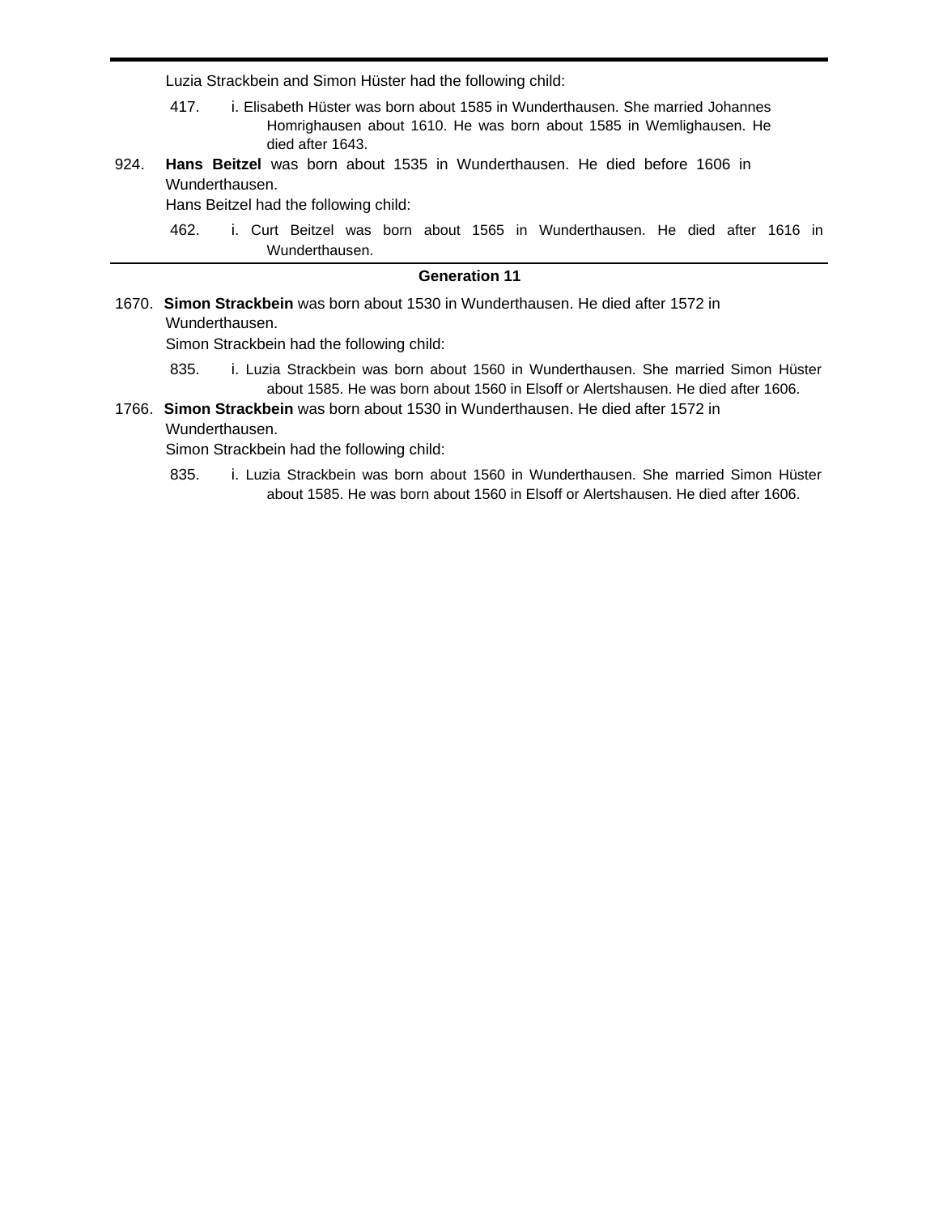Luzia Strackbein and Simon Hüster had the following child:

417. i. Elisabeth Hüster was born about 1585 in Wunderthausen. She married Johannes Homrighausen about 1610. He was born about 1585 in Wemlighausen. He died after 1643.

924. **Hans Beitzel** was born about 1535 in Wunderthausen. He died before 1606 in Wunderthausen.

Hans Beitzel had the following child:

462. i. Curt Beitzel was born about 1565 in Wunderthausen. He died after 1616 in Wunderthausen.

## Generation 11

1670. **Simon Strackbein** was born about 1530 in Wunderthausen. He died after 1572 in Wunderthausen.

Simon Strackbein had the following child:

835. i. Luzia Strackbein was born about 1560 in Wunderthausen. She married Simon Hüster about 1585. He was born about 1560 in Elsoff or Alertshausen. He died after 1606.

1766. **Simon Strackbein** was born about 1530 in Wunderthausen. He died after 1572 in Wunderthausen.

Simon Strackbein had the following child:

835. i. Luzia Strackbein was born about 1560 in Wunderthausen. She married Simon Hüster about 1585. He was born about 1560 in Elsoff or Alertshausen. He died after 1606.